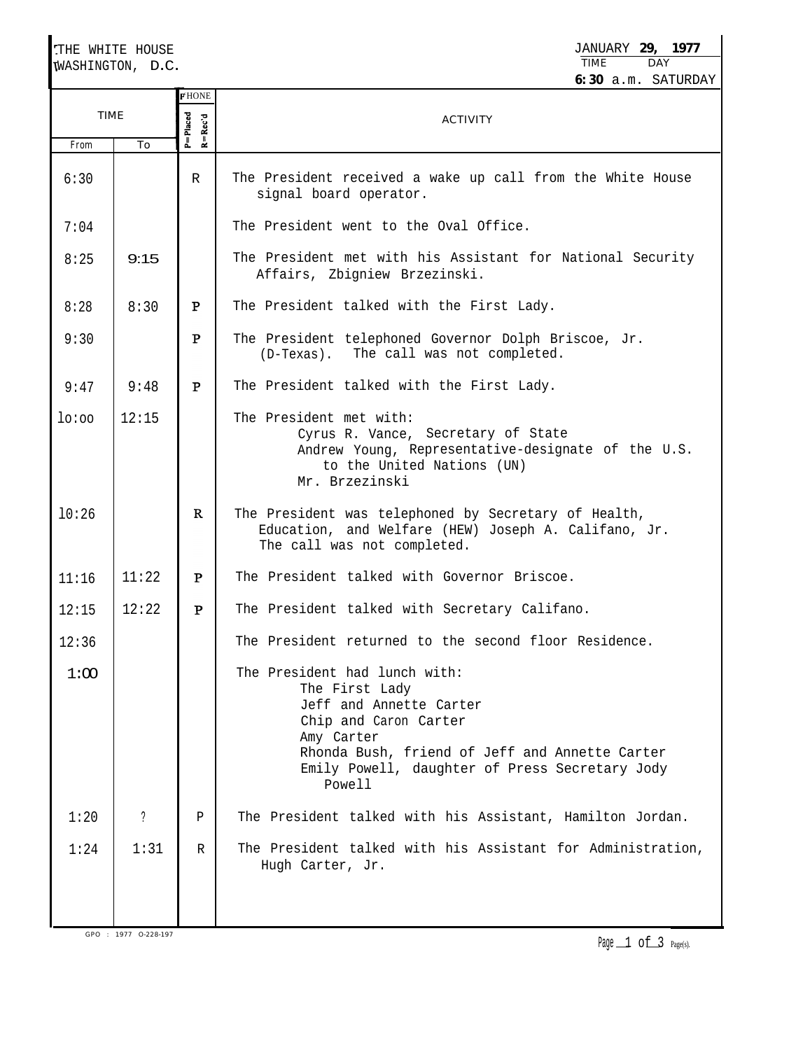THE WHITE HOUSE
WASHINGTON, D.C.

JANUARY 29, 1977

| TIME | DAY |
| --- | --- |
| 6:30 a.m. | SATURDAY |

| TIME From | TIME To | PHONE P=Placed R=Rec'd | ACTIVITY |
| --- | --- | --- | --- |
| 6:30 | | R | The President received a wake up call from the White House signal board operator. |
| 7:04 | | | The President went to the Oval Office. |
| 8:25 | 9:15 | | The President met with his Assistant for National Security Affairs, Zbigniew Brzezinski. |
| 8:28 | 8:30 | P | The President talked with the First Lady. |
| 9:30 | | P | The President telephoned Governor Dolph Briscoe, Jr. (D-Texas). The call was not completed. |
| 9:47 | 9:48 | P | The President talked with the First Lady. |
| 10:00 | 12:15 | | The President met with:<br>Cyrus R. Vance, Secretary of State<br>Andrew Young, Representative-designate of the U.S. to the United Nations (UN)<br>Mr. Brzezinski |
| 10:26 | | R | The President was telephoned by Secretary of Health, Education, and Welfare (HEW) Joseph A. Califano, Jr. The call was not completed. |
| 11:16 | 11:22 | P | The President talked with Governor Briscoe. |
| 12:15 | 12:22 | P | The President talked with Secretary Califano. |
| 12:36 | | | The President returned to the second floor Residence. |
| 1:00 | | | The President had lunch with:<br>The First Lady<br>Jeff and Annette Carter<br>Chip and Caron Carter<br>Amy Carter<br>Rhonda Bush, friend of Jeff and Annette Carter<br>Emily Powell, daughter of Press Secretary Jody Powell |
| 1:20 | ? | P | The President talked with his Assistant, Hamilton Jordan. |
| 1:24 | 1:31 | R | The President talked with his Assistant for Administration, Hugh Carter, Jr. |

GPO : 1977 O-228-197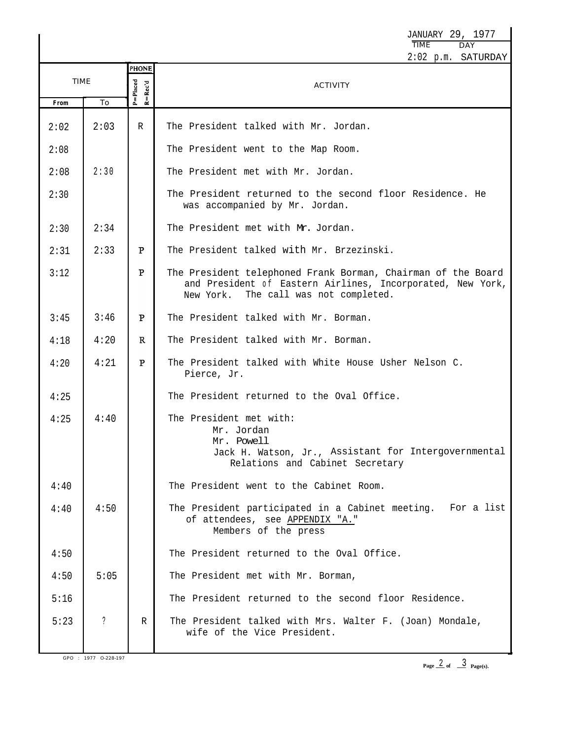JANUARY 29, 1977

| TIME | DAY |
|---|---|
| 2:02 p.m. | SATURDAY |

| TIME From | TIME To | PHONE (P=Placed R=Rec'd) | ACTIVITY |
|---|---|---|---|
| 2:02 | 2:03 | R | The President talked with Mr. Jordan. |
| 2:08 | | | The President went to the Map Room. |
| 2:08 | 2:30 | | The President met with Mr. Jordan. |
| 2:30 | | | The President returned to the second floor Residence. He was accompanied by Mr. Jordan. |
| 2:30 | 2:34 | | The President met with Mr. Jordan. |
| 2:31 | 2:33 | P | The President talked with Mr. Brzezinski. |
| 3:12 | | P | The President telephoned Frank Borman, Chairman of the Board and President of Eastern Airlines, Incorporated, New York, New York. The call was not completed. |
| 3:45 | 3:46 | P | The President talked with Mr. Borman. |
| 4:18 | 4:20 | R | The President talked with Mr. Borman. |
| 4:20 | 4:21 | P | The President talked with White House Usher Nelson C. Pierce, Jr. |
| 4:25 | | | The President returned to the Oval Office. |
| 4:25 | 4:40 | | The President met with: Mr. Jordan; Mr. Powell; Jack H. Watson, Jr., Assistant for Intergovernmental Relations and Cabinet Secretary |
| 4:40 | | | The President went to the Cabinet Room. |
| 4:40 | 4:50 | | The President participated in a Cabinet meeting. For a list of attendees, see APPENDIX "A." Members of the press |
| 4:50 | | | The President returned to the Oval Office. |
| 4:50 | 5:05 | | The President met with Mr. Borman, |
| 5:16 | | | The President returned to the second floor Residence. |
| 5:23 | ? | R | The President talked with Mrs. Walter F. (Joan) Mondale, wife of the Vice President. |

GPO : 1977 O-228-197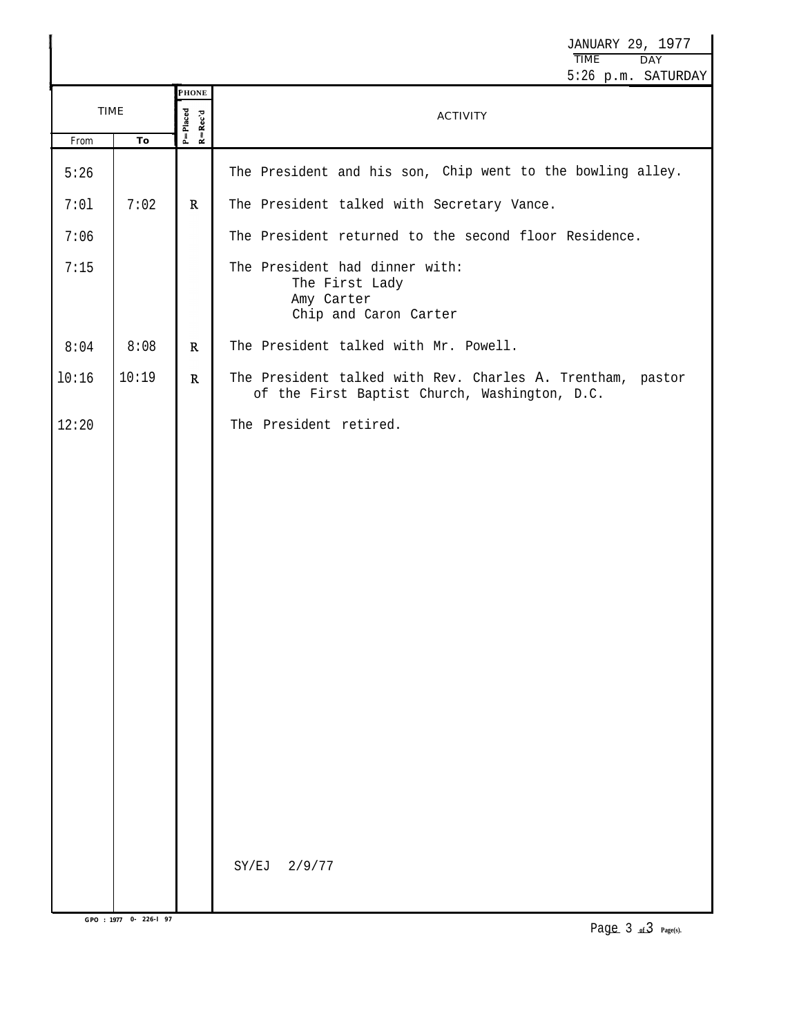JANUARY 29, 1977

| TIME | DAY |
|---|---|
| 5:26 p.m. | SATURDAY |

| TIME From | TIME To | PHONE (P=Placed R=Rec'd) | ACTIVITY |
|---|---|---|---|
| 5:26 | | | The President and his son, Chip went to the bowling alley. |
| 7:01 | 7:02 | R | The President talked with Secretary Vance. |
| 7:06 | | | The President returned to the second floor Residence. |
| 7:15 | | | The President had dinner with: The First Lady; Amy Carter; Chip and Caron Carter |
| 8:04 | 8:08 | R | The President talked with Mr. Powell. |
| 10:16 | 10:19 | R | The President talked with Rev. Charles A. Trentham, pastor of the First Baptist Church, Washington, D.C. |
| 12:20 | | | The President retired. |

SY/EJ 2/9/77

GPO : 1977 0- 226-l 97